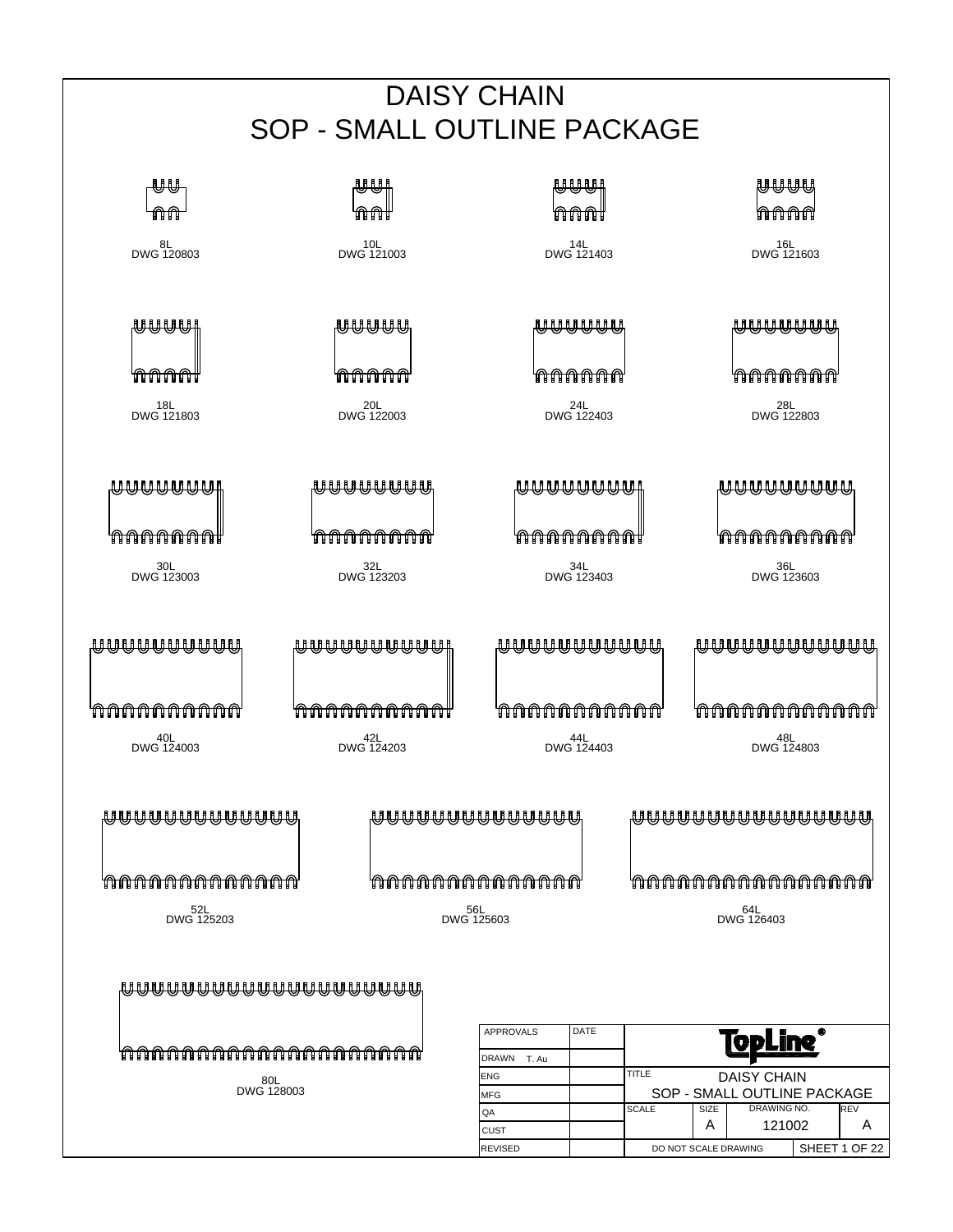# DAISY CHAIN
# SOP - SMALL OUTLINE PACKAGE

8L
DWG 120803

10L
DWG 121003

14L
DWG 121403

16L
DWG 121603

18L
DWG 121803

20L
DWG 122003

24L
DWG 122403

28L
DWG 122803

30L
DWG 123003

32L
DWG 123203

34L
DWG 123403

36L
DWG 123603

40L
DWG 124003

42L
DWG 124203

44L
DWG 124403

48L
DWG 124803

52L
DWG 125203

56L
DWG 125603

64L
DWG 126403

80L
DWG 128003

| APPROVALS | DATE | TopLine® | | | |
|---|---|---|---|---|---|
| DRAWN T. Au | | | | | |
| ENG | | TITLE | DAISY CHAIN | | |
| MFG | | SOP - SMALL OUTLINE PACKAGE | | | |
| QA | | SCALE | SIZE A | DRAWING NO. 121002 | REV A |
| CUST | | | | | |
| REVISED | | DO NOT SCALE DRAWING | | SHEET 1 OF 22 | |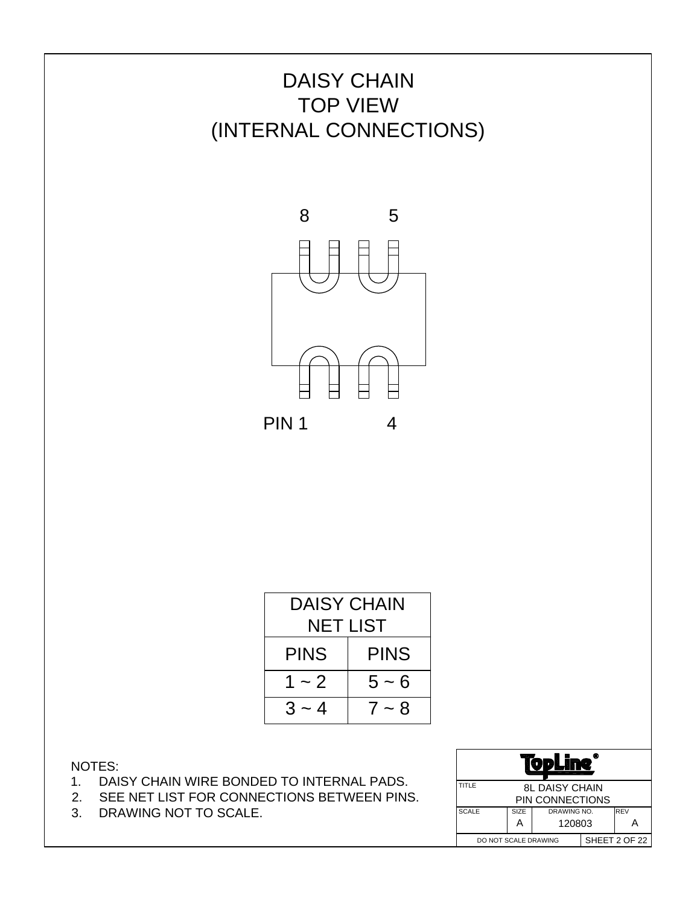# DAISY CHAIN
# TOP VIEW
# (INTERNAL CONNECTIONS)

8 5

PIN 1 4

| DAISY CHAIN NET LIST | |
|---|---|
| PINS | PINS |
| 1 ~ 2 | 5 ~ 6 |
| 3 ~ 4 | 7 ~ 8 |

NOTES:

1. DAISY CHAIN WIRE BONDED TO INTERNAL PADS.
2. SEE NET LIST FOR CONNECTIONS BETWEEN PINS.
3. DRAWING NOT TO SCALE.

| TopLine® | | | |
|---|---|---|---|
| TITLE | 8L DAISY CHAIN PIN CONNECTIONS | | |
| SCALE | SIZE A | DRAWING NO. 120803 | REV A |
| DO NOT SCALE DRAWING | | SHEET 2 OF 22 | |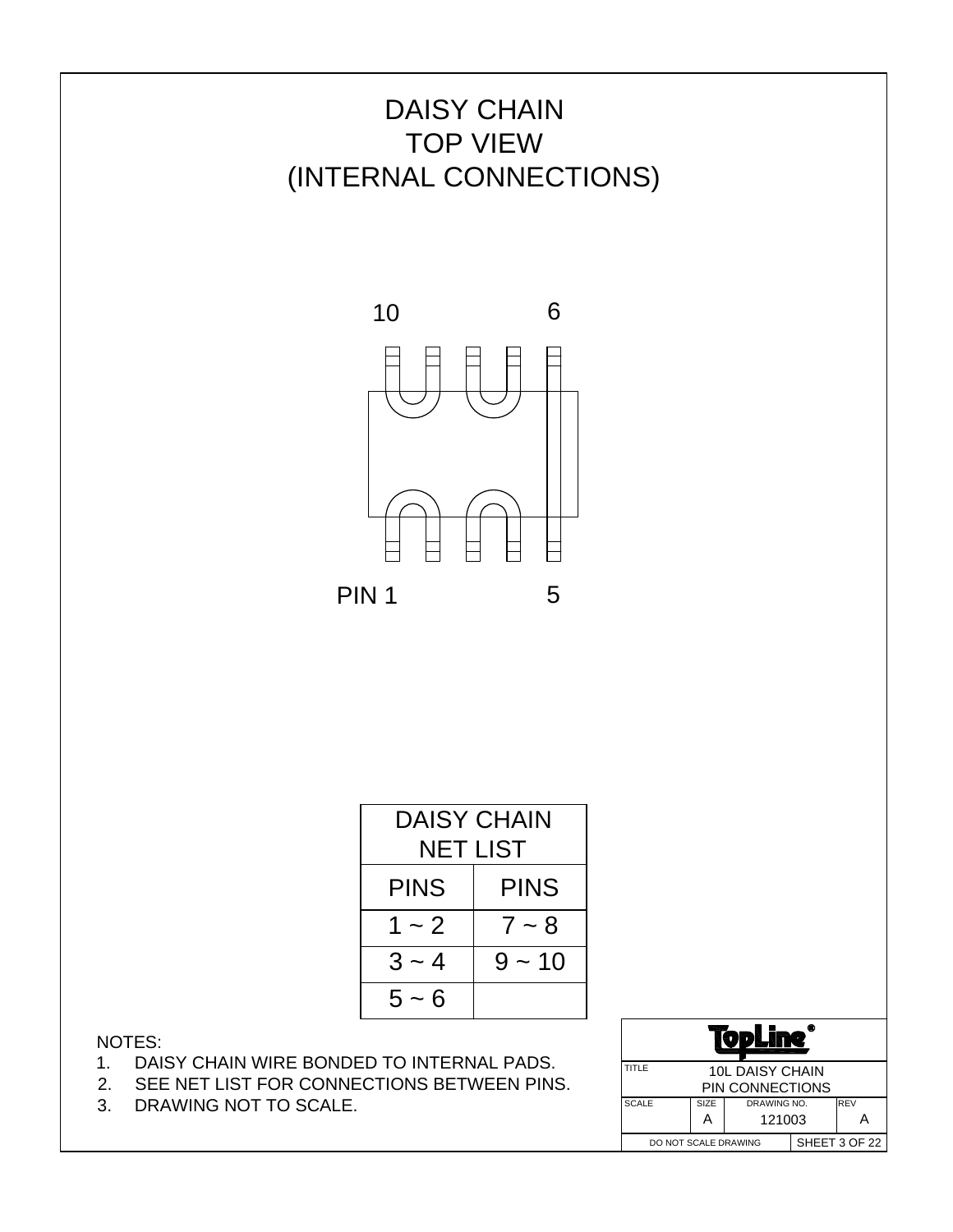# DAISY CHAIN
# TOP VIEW
# (INTERNAL CONNECTIONS)

10 6

PIN 1 5

| DAISY CHAIN NET LIST | |
|---|---|
| PINS | PINS |
| 1 ~ 2 | 7 ~ 8 |
| 3 ~ 4 | 9 ~ 10 |
| 5 ~ 6 | |

NOTES:

1. DAISY CHAIN WIRE BONDED TO INTERNAL PADS.
2. SEE NET LIST FOR CONNECTIONS BETWEEN PINS.
3. DRAWING NOT TO SCALE.

| TopLine® | | | |
|---|---|---|---|
| TITLE | 10L DAISY CHAIN PIN CONNECTIONS | | |
| SCALE | SIZE A | DRAWING NO. 121003 | REV A |
| DO NOT SCALE DRAWING | | SHEET 3 OF 22 | |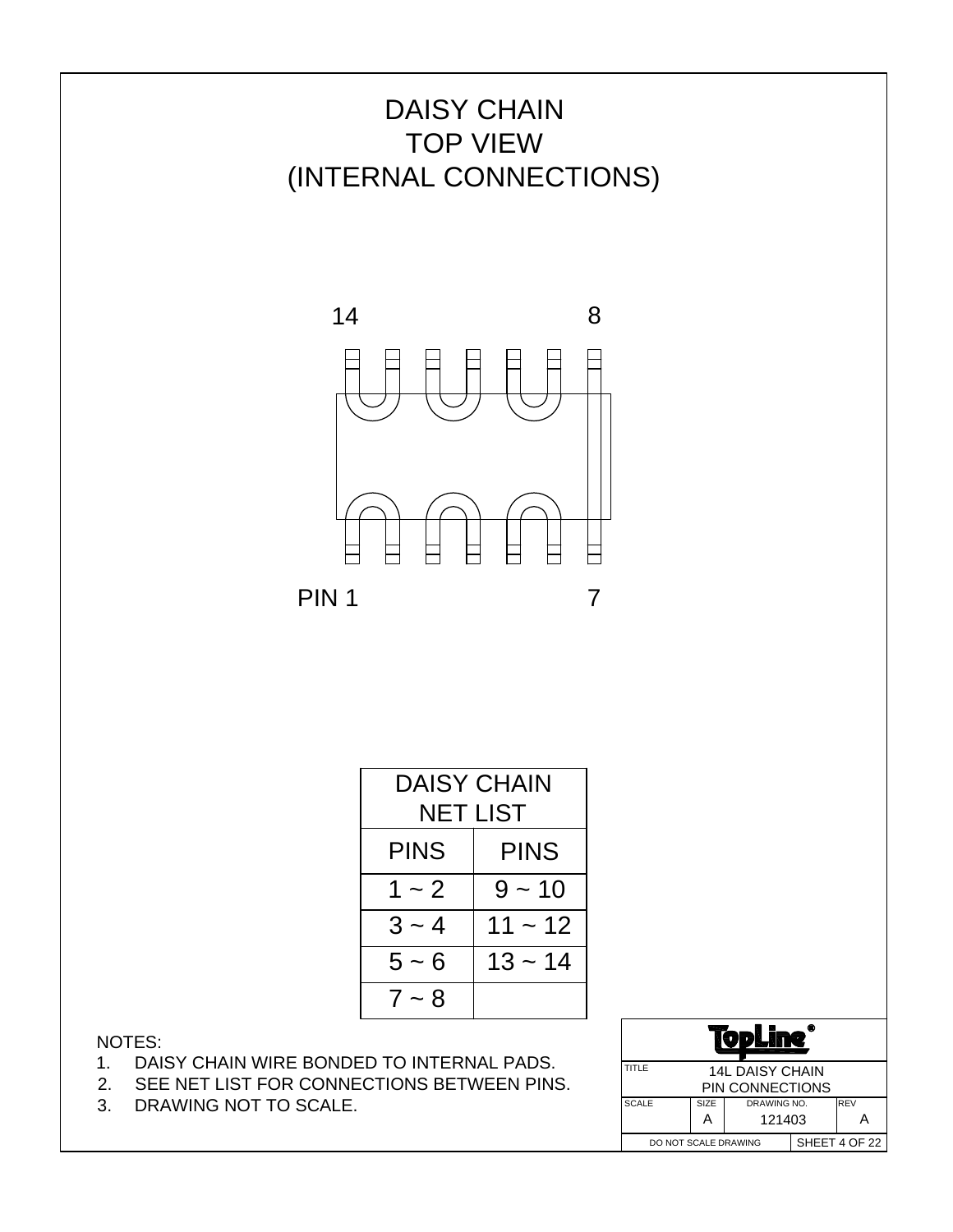# DAISY CHAIN TOP VIEW (INTERNAL CONNECTIONS)

14 8

PIN 1 7

| DAISY CHAIN NET LIST | |
|---|---|
| PINS | PINS |
| 1 ~ 2 | 9 ~ 10 |
| 3 ~ 4 | 11 ~ 12 |
| 5 ~ 6 | 13 ~ 14 |
| 7 ~ 8 | |

NOTES:
1. DAISY CHAIN WIRE BONDED TO INTERNAL PADS.
2. SEE NET LIST FOR CONNECTIONS BETWEEN PINS.
3. DRAWING NOT TO SCALE.

| TopLine® | | | |
|---|---|---|---|
| TITLE | 14L DAISY CHAIN PIN CONNECTIONS | | |
| SCALE | SIZE A | DRAWING NO. 121403 | REV A |
| DO NOT SCALE DRAWING | | SHEET 4 OF 22 | |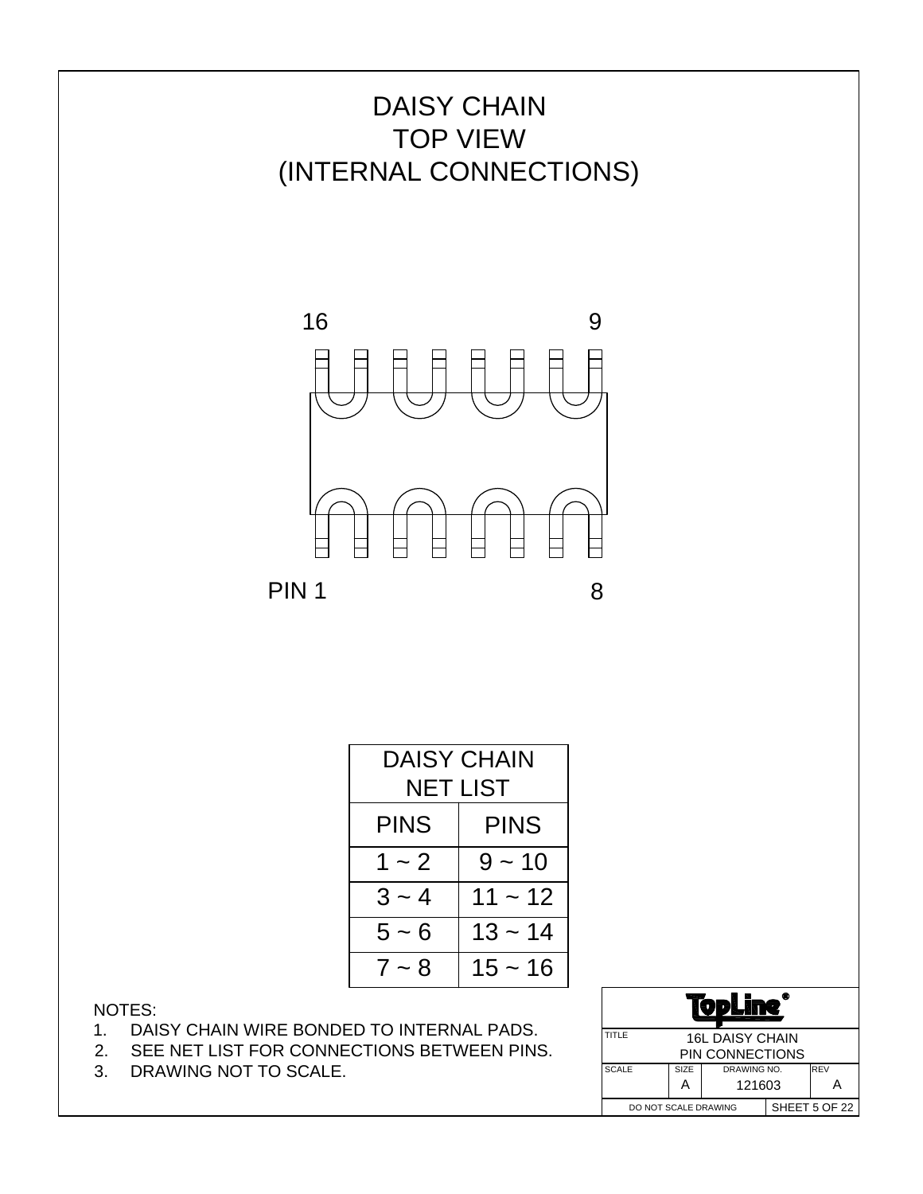# DAISY CHAIN
# TOP VIEW
# (INTERNAL CONNECTIONS)

16 9

PIN 1 8

| DAISY CHAIN NET LIST | |
|---|---|
| PINS | PINS |
| 1 ~ 2 | 9 ~ 10 |
| 3 ~ 4 | 11 ~ 12 |
| 5 ~ 6 | 13 ~ 14 |
| 7 ~ 8 | 15 ~ 16 |

NOTES:
1. DAISY CHAIN WIRE BONDED TO INTERNAL PADS.
2. SEE NET LIST FOR CONNECTIONS BETWEEN PINS.
3. DRAWING NOT TO SCALE.

TopLine®

| TITLE | 16L DAISY CHAIN PIN CONNECTIONS | | |
|---|---|---|---|
| SCALE | SIZE A | DRAWING NO. 121603 | REV A |
| DO NOT SCALE DRAWING | | SHEET 5 OF 22 | |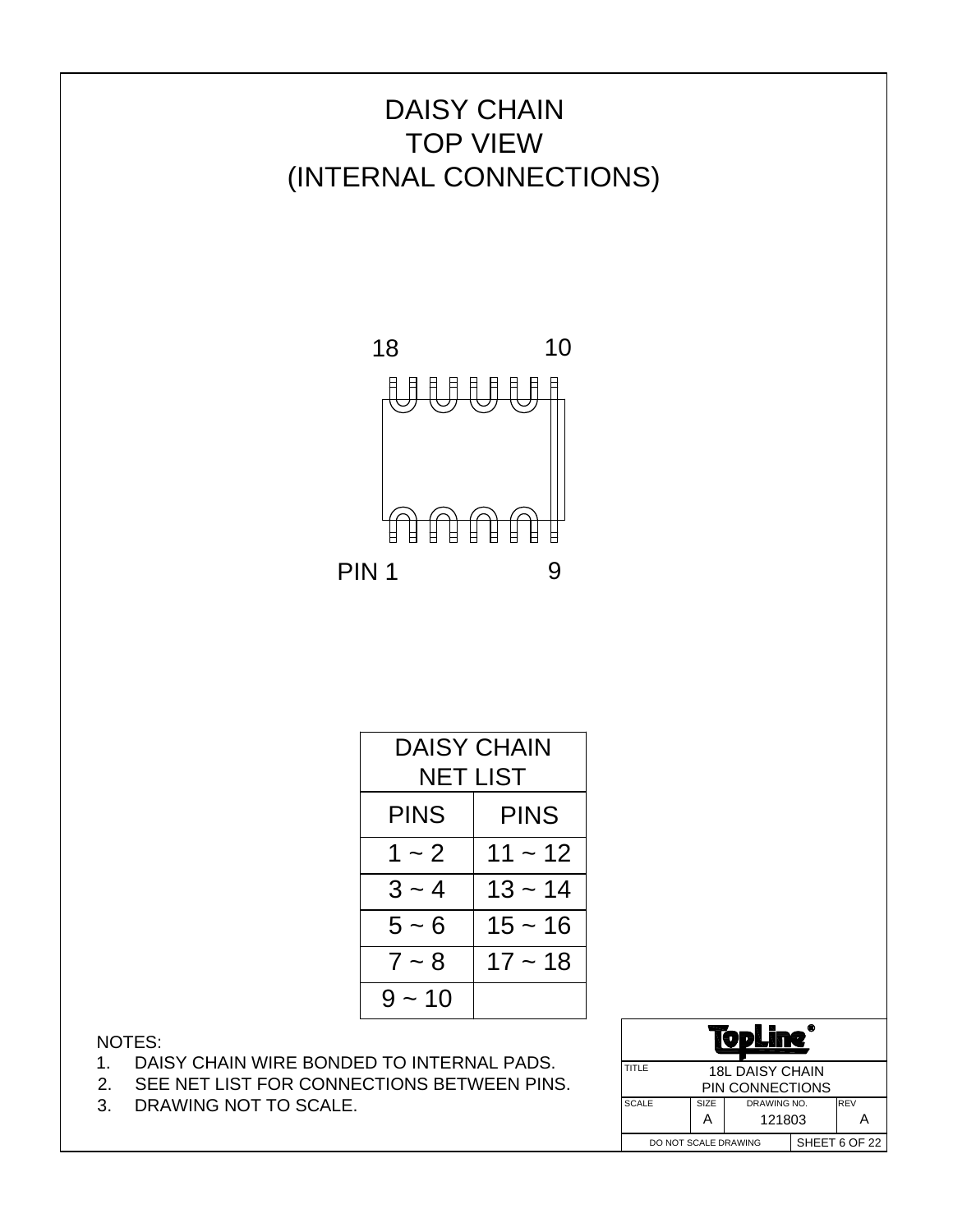# DAISY CHAIN
# TOP VIEW
# (INTERNAL CONNECTIONS)

18 10

PIN 1 9

| DAISY CHAIN NET LIST | |
|---|---|
| PINS | PINS |
| 1 ~ 2 | 11 ~ 12 |
| 3 ~ 4 | 13 ~ 14 |
| 5 ~ 6 | 15 ~ 16 |
| 7 ~ 8 | 17 ~ 18 |
| 9 ~ 10 | |

NOTES:

1. DAISY CHAIN WIRE BONDED TO INTERNAL PADS.
2. SEE NET LIST FOR CONNECTIONS BETWEEN PINS.
3. DRAWING NOT TO SCALE.

| TopLine® | | | |
|---|---|---|---|
| TITLE | 18L DAISY CHAIN PIN CONNECTIONS | | |
| SCALE | SIZE A | DRAWING NO. 121803 | REV A |
| DO NOT SCALE DRAWING | | SHEET 6 OF 22 | |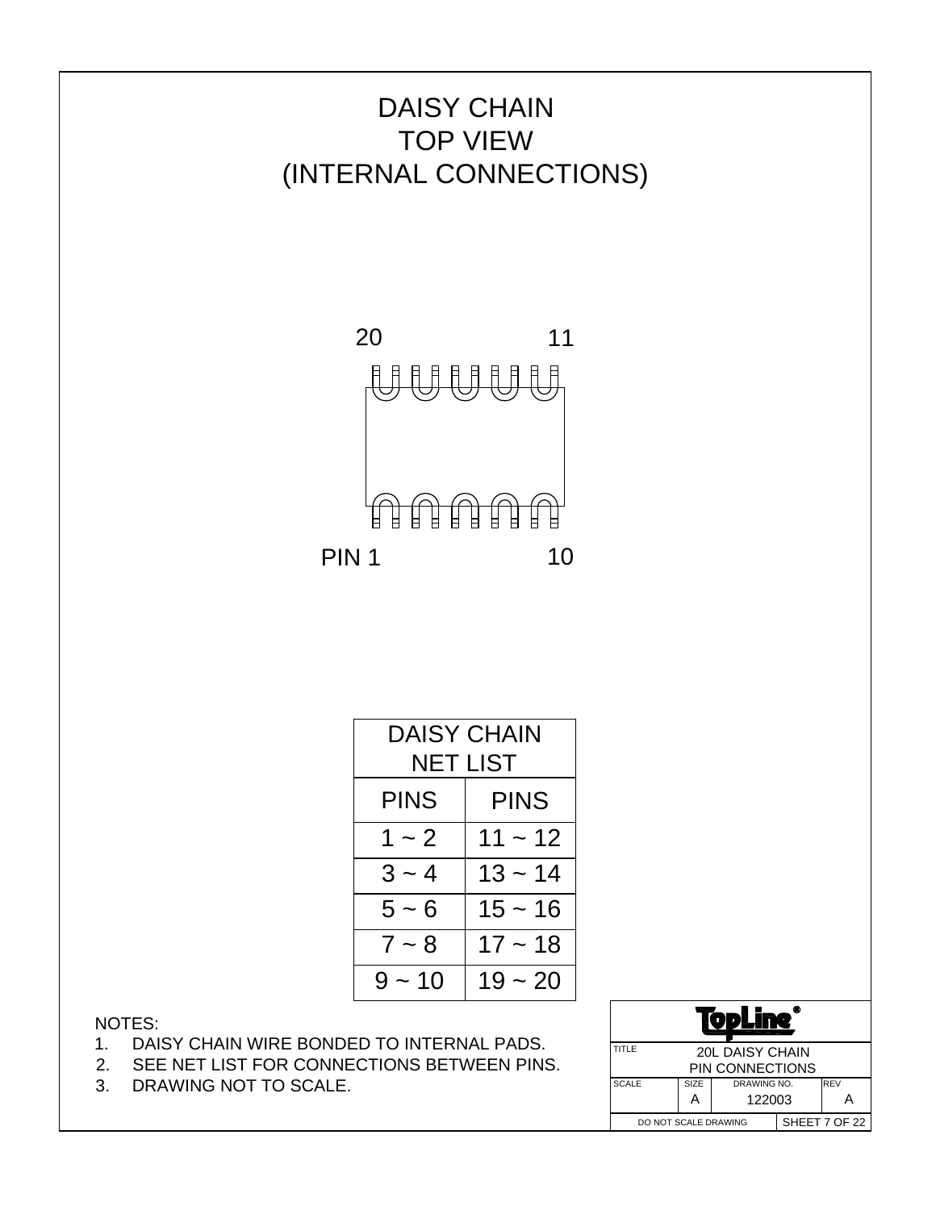# DAISY CHAIN
# TOP VIEW
# (INTERNAL CONNECTIONS)

20 11

PIN 1 10

| DAISY CHAIN NET LIST | |
|---|---|
| PINS | PINS |
| 1 ~ 2 | 11 ~ 12 |
| 3 ~ 4 | 13 ~ 14 |
| 5 ~ 6 | 15 ~ 16 |
| 7 ~ 8 | 17 ~ 18 |
| 9 ~ 10 | 19 ~ 20 |

NOTES:

1. DAISY CHAIN WIRE BONDED TO INTERNAL PADS.
2. SEE NET LIST FOR CONNECTIONS BETWEEN PINS.
3. DRAWING NOT TO SCALE.

| TopLine® | | | |
|---|---|---|---|
| TITLE | 20L DAISY CHAIN PIN CONNECTIONS | | |
| SCALE | SIZE A | DRAWING NO. 122003 | REV A |
| DO NOT SCALE DRAWING | | SHEET 7 OF 22 | |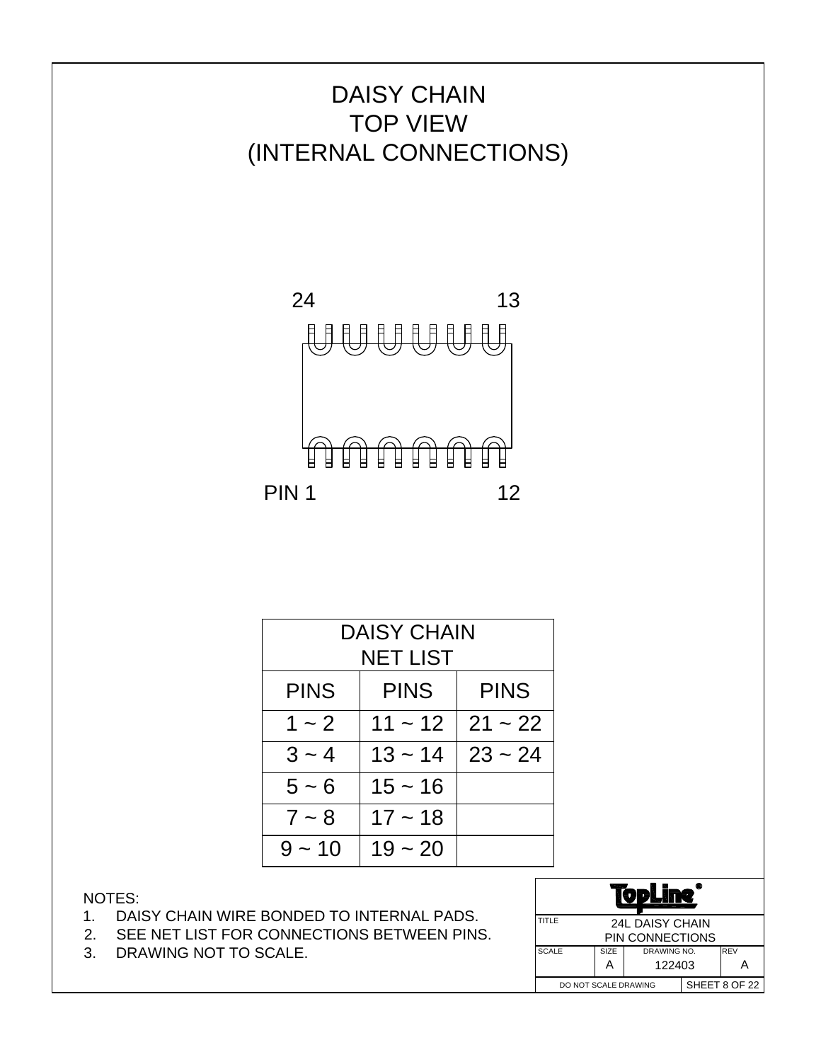# DAISY CHAIN
# TOP VIEW
# (INTERNAL CONNECTIONS)

24 13

PIN 1 12

| DAISY CHAIN NET LIST | | |
|---|---|---|
| PINS | PINS | PINS |
| 1 ~ 2 | 11 ~ 12 | 21 ~ 22 |
| 3 ~ 4 | 13 ~ 14 | 23 ~ 24 |
| 5 ~ 6 | 15 ~ 16 | |
| 7 ~ 8 | 17 ~ 18 | |
| 9 ~ 10 | 19 ~ 20 | |

NOTES:
1. DAISY CHAIN WIRE BONDED TO INTERNAL PADS.
2. SEE NET LIST FOR CONNECTIONS BETWEEN PINS.
3. DRAWING NOT TO SCALE.

| TopLine® | | | |
|---|---|---|---|
| TITLE | 24L DAISY CHAIN PIN CONNECTIONS | | |
| SCALE | SIZE A | DRAWING NO. 122403 | REV A |
| DO NOT SCALE DRAWING | | SHEET 8 OF 22 | |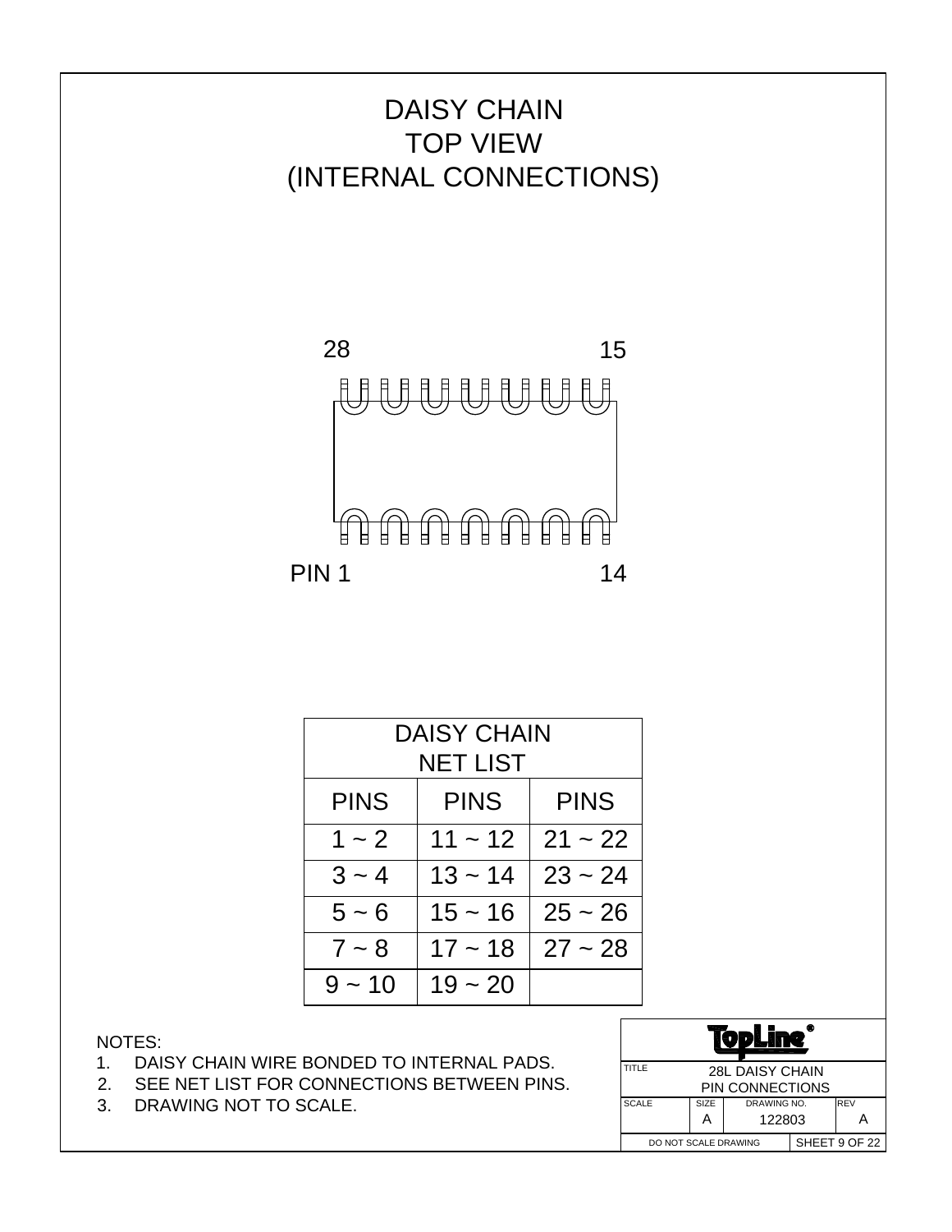# DAISY CHAIN
# TOP VIEW
# (INTERNAL CONNECTIONS)

28 15

PIN 1 14

| DAISY CHAIN NET LIST | | |
|---|---|---|
| PINS | PINS | PINS |
| 1 ~ 2 | 11 ~ 12 | 21 ~ 22 |
| 3 ~ 4 | 13 ~ 14 | 23 ~ 24 |
| 5 ~ 6 | 15 ~ 16 | 25 ~ 26 |
| 7 ~ 8 | 17 ~ 18 | 27 ~ 28 |
| 9 ~ 10 | 19 ~ 20 | |

NOTES:

1. DAISY CHAIN WIRE BONDED TO INTERNAL PADS.
2. SEE NET LIST FOR CONNECTIONS BETWEEN PINS.
3. DRAWING NOT TO SCALE.

| TopLine® | | | |
|---|---|---|---|
| TITLE | 28L DAISY CHAIN PIN CONNECTIONS | | |
| SCALE | SIZE A | DRAWING NO. 122803 | REV A |
| DO NOT SCALE DRAWING | | SHEET 9 OF 22 | |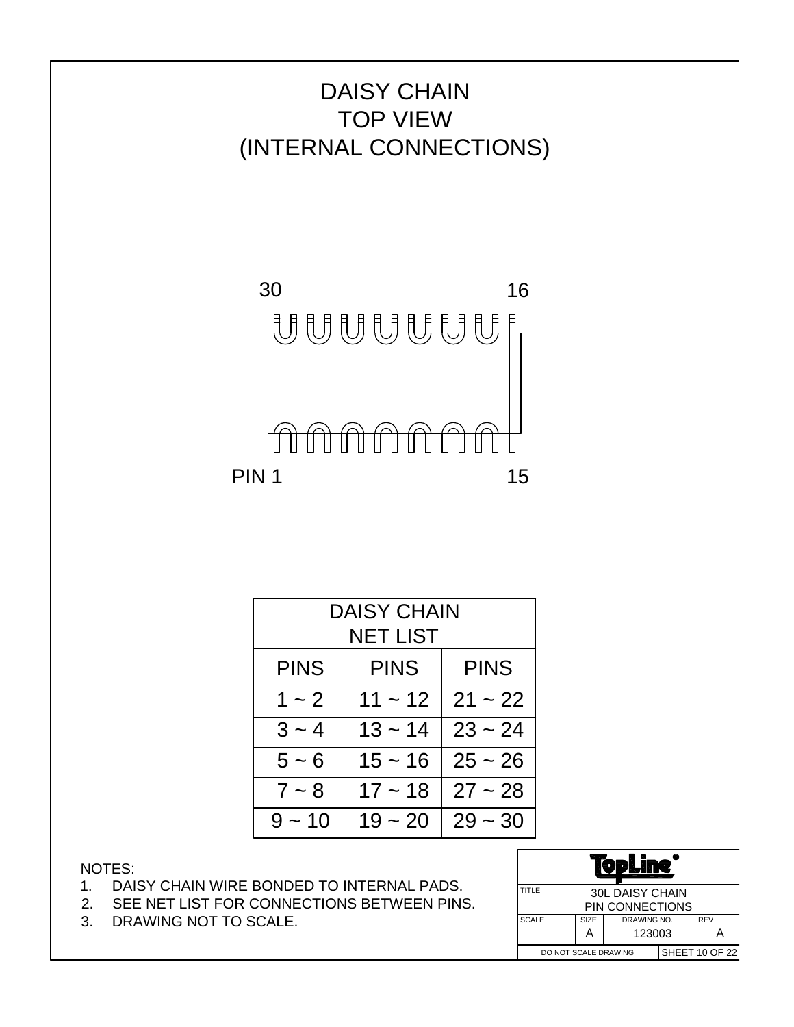# DAISY CHAIN
# TOP VIEW
# (INTERNAL CONNECTIONS)

30 16

PIN 1 15

| DAISY CHAIN NET LIST | | |
|---|---|---|
| PINS | PINS | PINS |
| 1 ~ 2 | 11 ~ 12 | 21 ~ 22 |
| 3 ~ 4 | 13 ~ 14 | 23 ~ 24 |
| 5 ~ 6 | 15 ~ 16 | 25 ~ 26 |
| 7 ~ 8 | 17 ~ 18 | 27 ~ 28 |
| 9 ~ 10 | 19 ~ 20 | 29 ~ 30 |

NOTES:
1. DAISY CHAIN WIRE BONDED TO INTERNAL PADS.
2. SEE NET LIST FOR CONNECTIONS BETWEEN PINS.
3. DRAWING NOT TO SCALE.

TopLine®

| TITLE | 30L DAISY CHAIN PIN CONNECTIONS | | |
|---|---|---|---|
| SCALE | SIZE A | DRAWING NO. 123003 | REV A |
| DO NOT SCALE DRAWING | | SHEET 10 OF 22 | |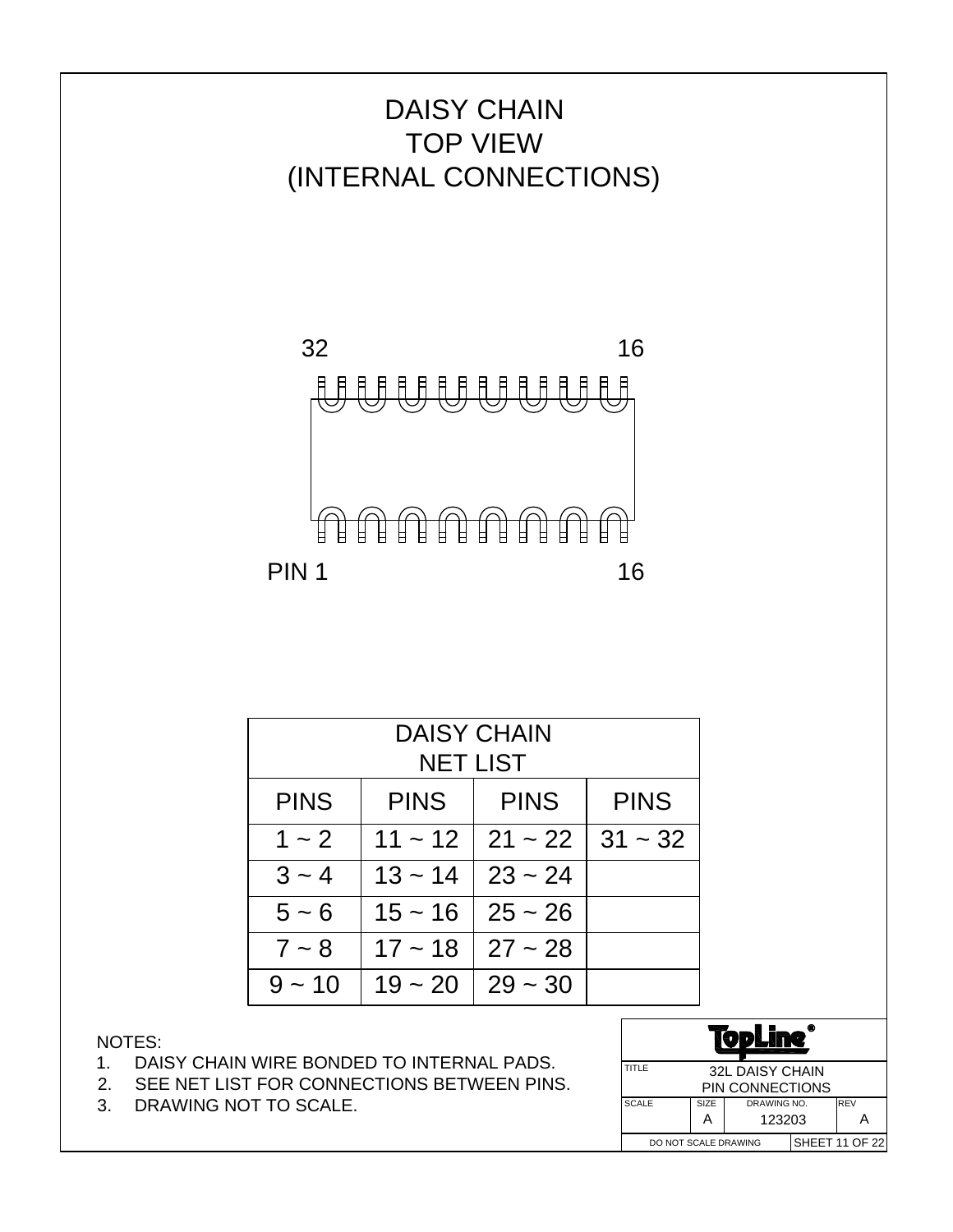# DAISY CHAIN
# TOP VIEW
# (INTERNAL CONNECTIONS)

32 16

PIN 1 16

| DAISY CHAIN NET LIST | | | |
|---|---|---|---|
| PINS | PINS | PINS | PINS |
| 1 ~ 2 | 11 ~ 12 | 21 ~ 22 | 31 ~ 32 |
| 3 ~ 4 | 13 ~ 14 | 23 ~ 24 | |
| 5 ~ 6 | 15 ~ 16 | 25 ~ 26 | |
| 7 ~ 8 | 17 ~ 18 | 27 ~ 28 | |
| 9 ~ 10 | 19 ~ 20 | 29 ~ 30 | |

NOTES:

1. DAISY CHAIN WIRE BONDED TO INTERNAL PADS.
2. SEE NET LIST FOR CONNECTIONS BETWEEN PINS.
3. DRAWING NOT TO SCALE.

TopLine®

| TITLE | 32L DAISY CHAIN PIN CONNECTIONS | | |
|---|---|---|---|
| SCALE | SIZE A | DRAWING NO. 123203 | REV A |
| DO NOT SCALE DRAWING | | SHEET 11 OF 22 | |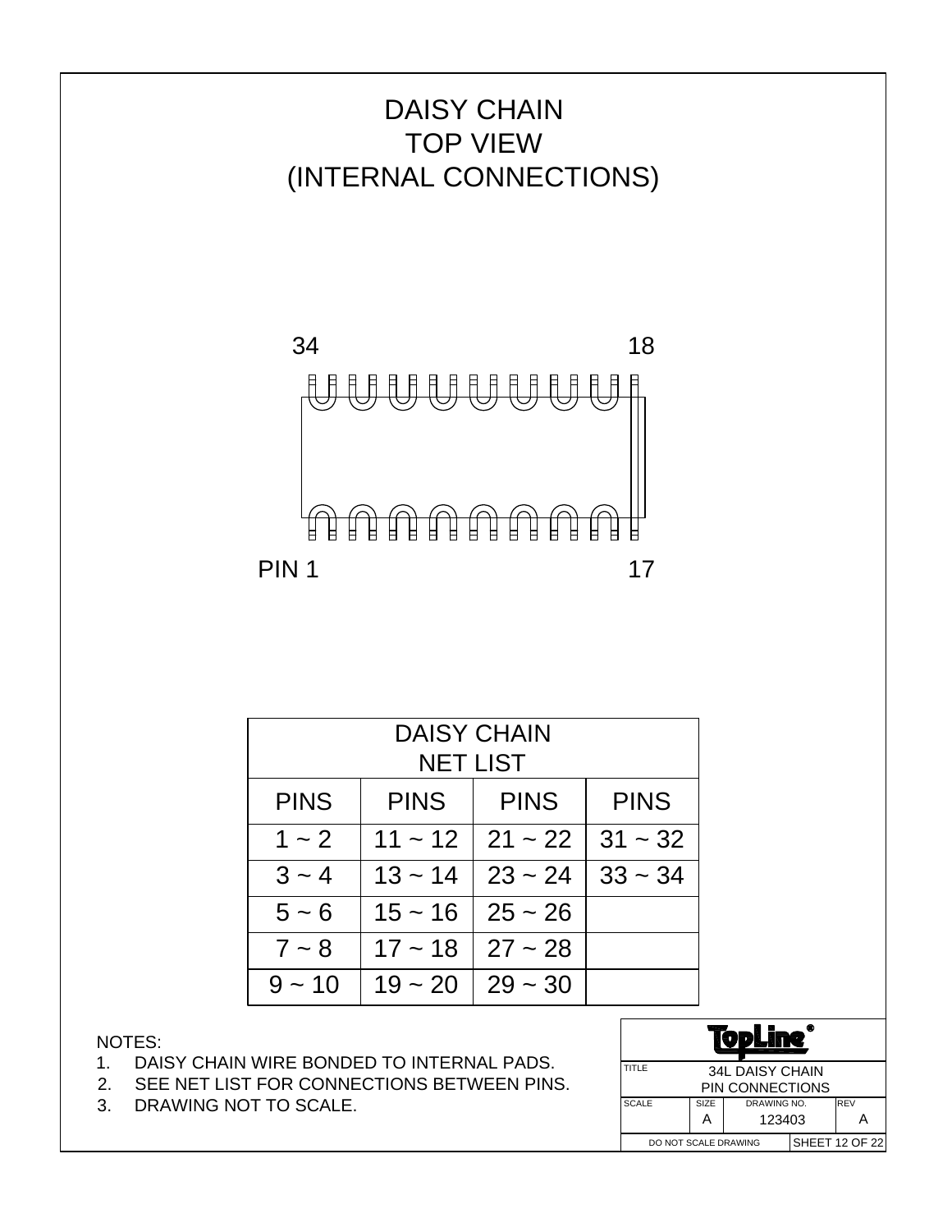# DAISY CHAIN
# TOP VIEW
# (INTERNAL CONNECTIONS)

34 &nbsp;&nbsp;&nbsp;&nbsp;&nbsp;&nbsp;&nbsp;&nbsp;&nbsp;&nbsp;&nbsp;&nbsp;&nbsp;&nbsp;&nbsp;&nbsp; 18

PIN 1 &nbsp;&nbsp;&nbsp;&nbsp;&nbsp;&nbsp;&nbsp;&nbsp;&nbsp;&nbsp;&nbsp;&nbsp;&nbsp;&nbsp;&nbsp;&nbsp; 17

| DAISY CHAIN NET LIST | | | |
|---|---|---|---|
| PINS | PINS | PINS | PINS |
| 1 ~ 2 | 11 ~ 12 | 21 ~ 22 | 31 ~ 32 |
| 3 ~ 4 | 13 ~ 14 | 23 ~ 24 | 33 ~ 34 |
| 5 ~ 6 | 15 ~ 16 | 25 ~ 26 | |
| 7 ~ 8 | 17 ~ 18 | 27 ~ 28 | |
| 9 ~ 10 | 19 ~ 20 | 29 ~ 30 | |

NOTES:

1. DAISY CHAIN WIRE BONDED TO INTERNAL PADS.
2. SEE NET LIST FOR CONNECTIONS BETWEEN PINS.
3. DRAWING NOT TO SCALE.

| TopLine® | | | |
|---|---|---|---|
| TITLE | 34L DAISY CHAIN PIN CONNECTIONS | | |
| SCALE | SIZE A | DRAWING NO. 123403 | REV A |
| DO NOT SCALE DRAWING | | SHEET 12 OF 22 | |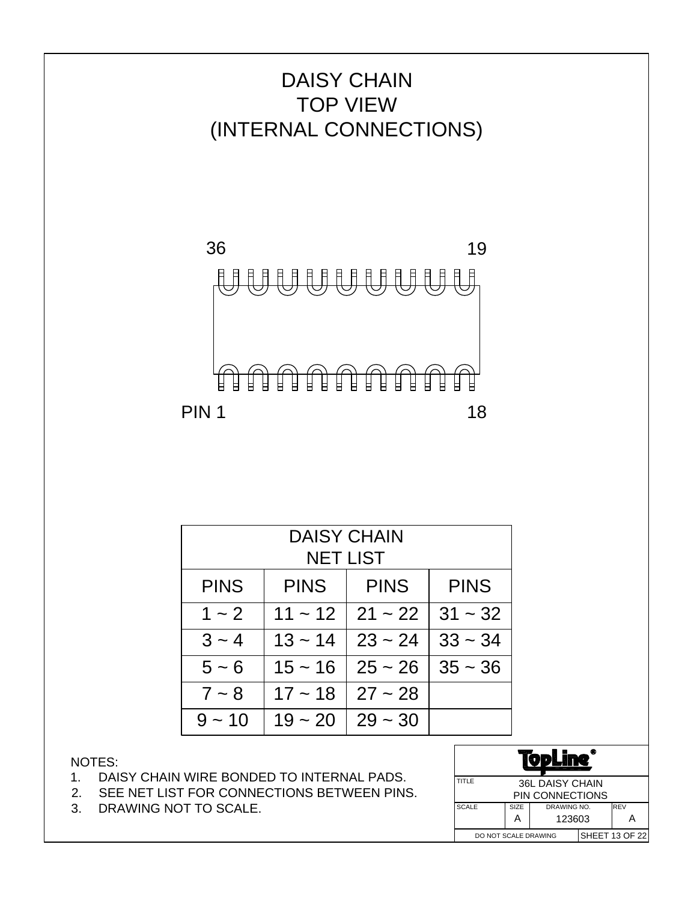# DAISY CHAIN TOP VIEW (INTERNAL CONNECTIONS)

36 19

PIN 1 18

| DAISY CHAIN NET LIST | | | |
|---|---|---|---|
| PINS | PINS | PINS | PINS |
| 1 ~ 2 | 11 ~ 12 | 21 ~ 22 | 31 ~ 32 |
| 3 ~ 4 | 13 ~ 14 | 23 ~ 24 | 33 ~ 34 |
| 5 ~ 6 | 15 ~ 16 | 25 ~ 26 | 35 ~ 36 |
| 7 ~ 8 | 17 ~ 18 | 27 ~ 28 | |
| 9 ~ 10 | 19 ~ 20 | 29 ~ 30 | |

NOTES:

1. DAISY CHAIN WIRE BONDED TO INTERNAL PADS.
2. SEE NET LIST FOR CONNECTIONS BETWEEN PINS.
3. DRAWING NOT TO SCALE.

| TopLine® | | | |
|---|---|---|---|
| TITLE: 36L DAISY CHAIN PIN CONNECTIONS | | | |
| SCALE | SIZE A | DRAWING NO. 123603 | REV A |
| DO NOT SCALE DRAWING | | SHEET 13 OF 22 | |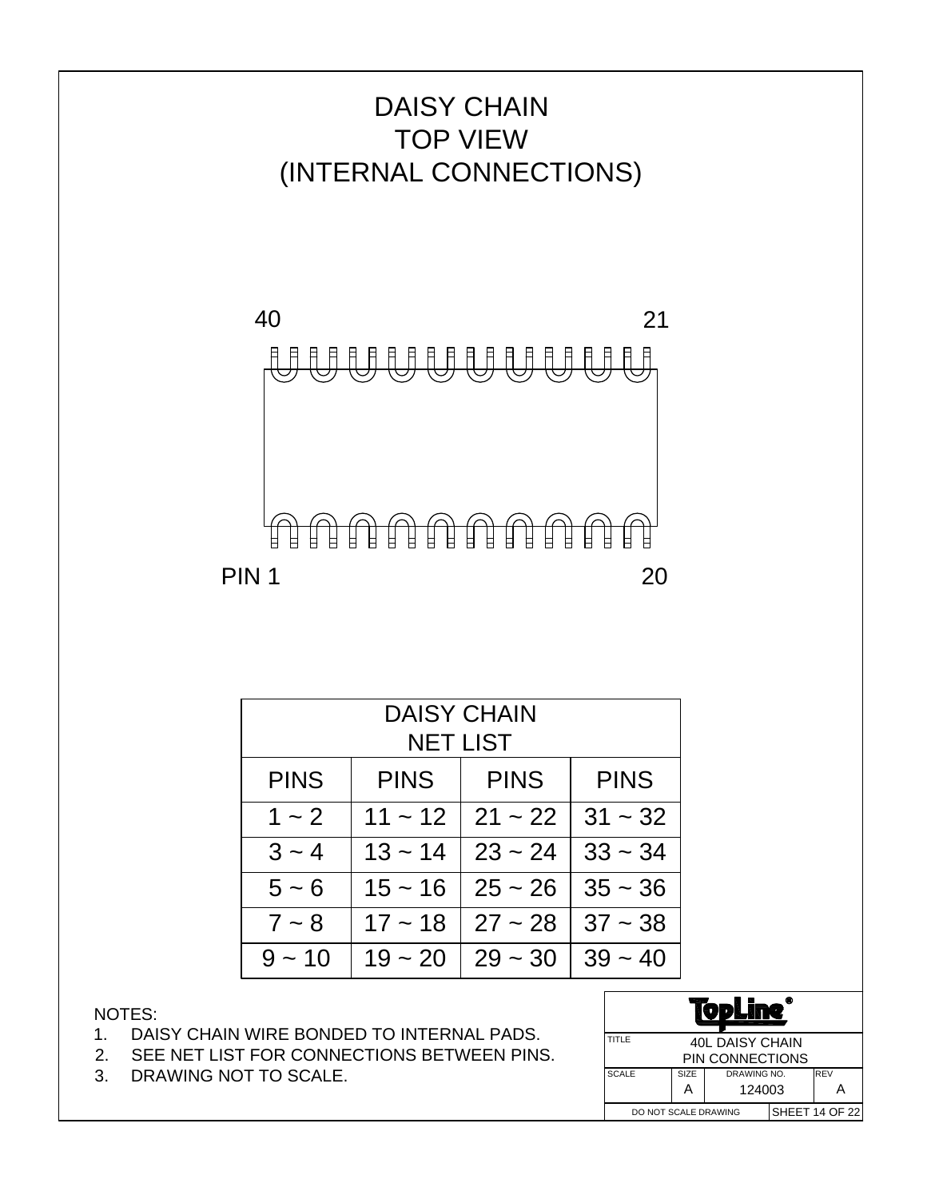# DAISY CHAIN
# TOP VIEW
# (INTERNAL CONNECTIONS)

40 &nbsp;&nbsp;&nbsp;&nbsp;&nbsp;&nbsp;&nbsp;&nbsp;&nbsp;&nbsp;&nbsp;&nbsp;&nbsp;&nbsp;&nbsp;&nbsp; 21

PIN 1 &nbsp;&nbsp;&nbsp;&nbsp;&nbsp;&nbsp;&nbsp;&nbsp;&nbsp;&nbsp;&nbsp;&nbsp;&nbsp;&nbsp;&nbsp;&nbsp; 20

| DAISY CHAIN NET LIST | | | |
|---|---|---|---|
| PINS | PINS | PINS | PINS |
| 1 ~ 2 | 11 ~ 12 | 21 ~ 22 | 31 ~ 32 |
| 3 ~ 4 | 13 ~ 14 | 23 ~ 24 | 33 ~ 34 |
| 5 ~ 6 | 15 ~ 16 | 25 ~ 26 | 35 ~ 36 |
| 7 ~ 8 | 17 ~ 18 | 27 ~ 28 | 37 ~ 38 |
| 9 ~ 10 | 19 ~ 20 | 29 ~ 30 | 39 ~ 40 |

NOTES:

1. DAISY CHAIN WIRE BONDED TO INTERNAL PADS.
2. SEE NET LIST FOR CONNECTIONS BETWEEN PINS.
3. DRAWING NOT TO SCALE.

| TopLine® | | | |
|---|---|---|---|
| TITLE | 40L DAISY CHAIN PIN CONNECTIONS | | |
| SCALE | SIZE A | DRAWING NO. 124003 | REV A |
| DO NOT SCALE DRAWING | | SHEET 14 OF 22 | |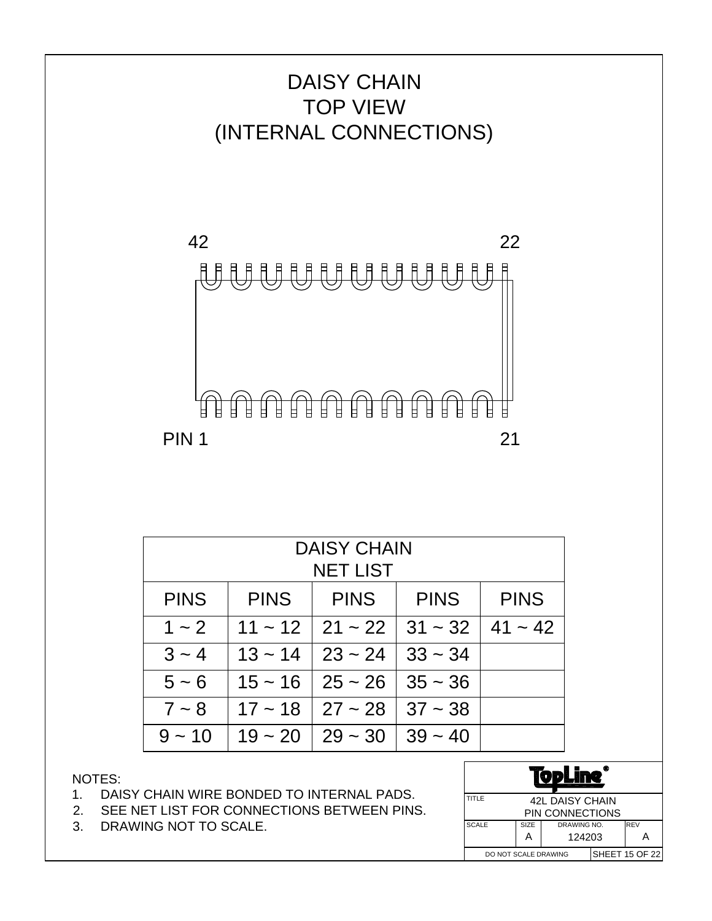# DAISY CHAIN
# TOP VIEW
# (INTERNAL CONNECTIONS)

42 22

PIN 1 21

| DAISY CHAIN NET LIST | | | | |
|---|---|---|---|---|
| PINS | PINS | PINS | PINS | PINS |
| 1 ~ 2 | 11 ~ 12 | 21 ~ 22 | 31 ~ 32 | 41 ~ 42 |
| 3 ~ 4 | 13 ~ 14 | 23 ~ 24 | 33 ~ 34 | |
| 5 ~ 6 | 15 ~ 16 | 25 ~ 26 | 35 ~ 36 | |
| 7 ~ 8 | 17 ~ 18 | 27 ~ 28 | 37 ~ 38 | |
| 9 ~ 10 | 19 ~ 20 | 29 ~ 30 | 39 ~ 40 | |

NOTES:
1. DAISY CHAIN WIRE BONDED TO INTERNAL PADS.
2. SEE NET LIST FOR CONNECTIONS BETWEEN PINS.
3. DRAWING NOT TO SCALE.

| TopLine® | | | |
|---|---|---|---|
| TITLE | 42L DAISY CHAIN PIN CONNECTIONS | | |
| SCALE | SIZE A | DRAWING NO. 124203 | REV A |
| DO NOT SCALE DRAWING | | SHEET 15 OF 22 | |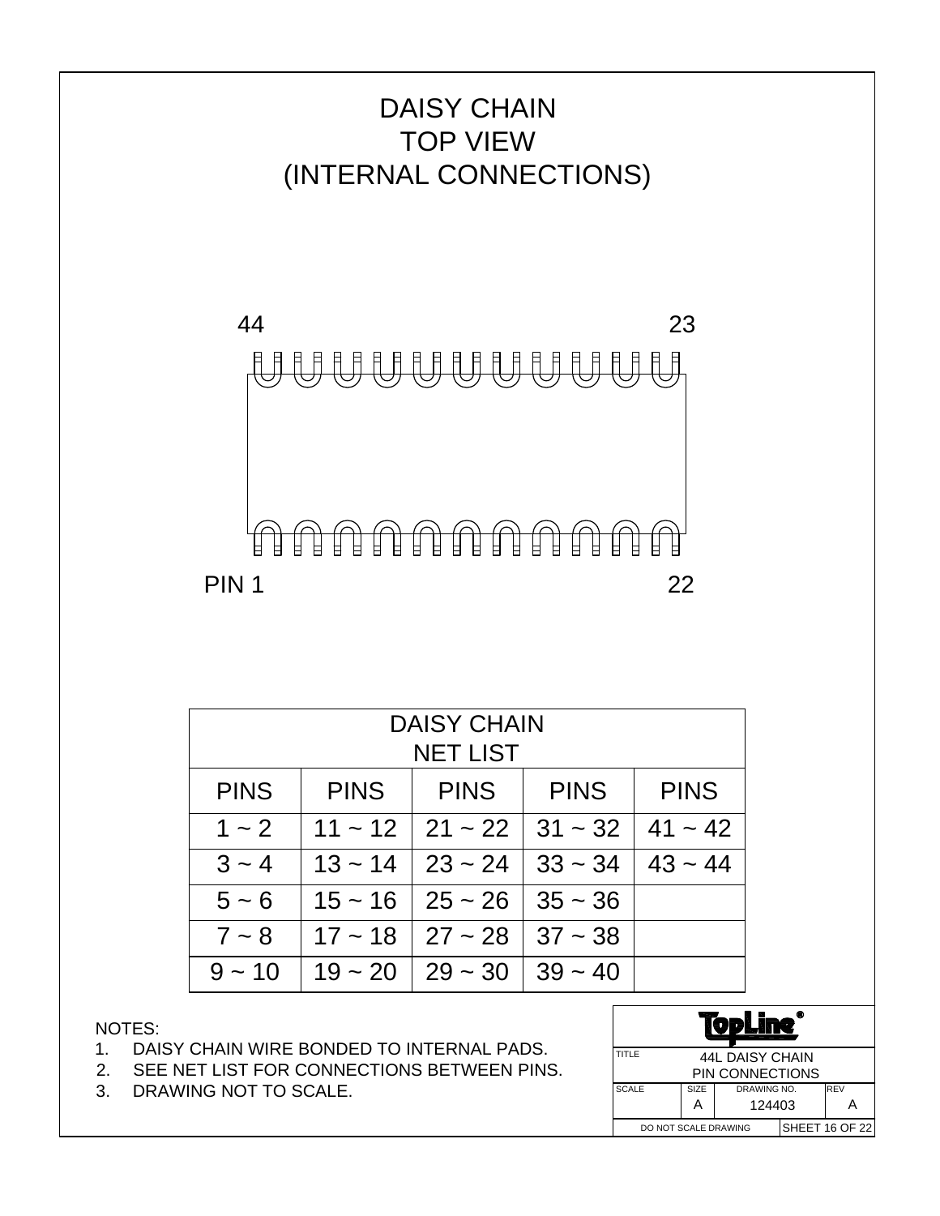# DAISY CHAIN
# TOP VIEW
# (INTERNAL CONNECTIONS)

44 23

PIN 1 22

| DAISY CHAIN NET LIST | | | | |
|---|---|---|---|---|
| PINS | PINS | PINS | PINS | PINS |
| 1 ~ 2 | 11 ~ 12 | 21 ~ 22 | 31 ~ 32 | 41 ~ 42 |
| 3 ~ 4 | 13 ~ 14 | 23 ~ 24 | 33 ~ 34 | 43 ~ 44 |
| 5 ~ 6 | 15 ~ 16 | 25 ~ 26 | 35 ~ 36 | |
| 7 ~ 8 | 17 ~ 18 | 27 ~ 28 | 37 ~ 38 | |
| 9 ~ 10 | 19 ~ 20 | 29 ~ 30 | 39 ~ 40 | |

NOTES:

1. DAISY CHAIN WIRE BONDED TO INTERNAL PADS.
2. SEE NET LIST FOR CONNECTIONS BETWEEN PINS.
3. DRAWING NOT TO SCALE.

TopLine®

| TITLE | 44L DAISY CHAIN PIN CONNECTIONS | | |
|---|---|---|---|
| SCALE | SIZE A | DRAWING NO. 124403 | REV A |
| DO NOT SCALE DRAWING | | SHEET 16 OF 22 | |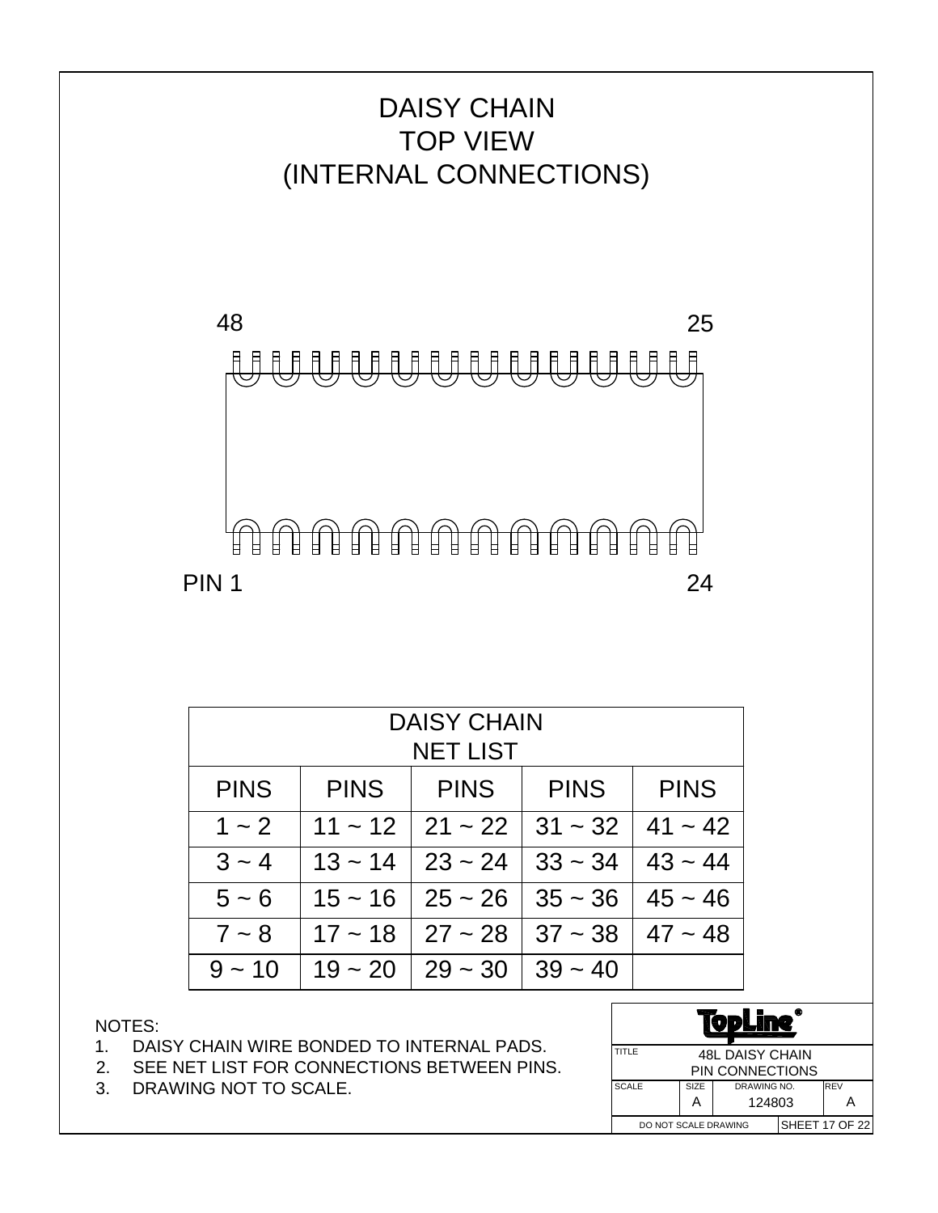# DAISY CHAIN
# TOP VIEW
# (INTERNAL CONNECTIONS)

48 25

PIN 1 24

| DAISY CHAIN NET LIST | | | | |
|---|---|---|---|---|
| PINS | PINS | PINS | PINS | PINS |
| 1 ~ 2 | 11 ~ 12 | 21 ~ 22 | 31 ~ 32 | 41 ~ 42 |
| 3 ~ 4 | 13 ~ 14 | 23 ~ 24 | 33 ~ 34 | 43 ~ 44 |
| 5 ~ 6 | 15 ~ 16 | 25 ~ 26 | 35 ~ 36 | 45 ~ 46 |
| 7 ~ 8 | 17 ~ 18 | 27 ~ 28 | 37 ~ 38 | 47 ~ 48 |
| 9 ~ 10 | 19 ~ 20 | 29 ~ 30 | 39 ~ 40 | |

NOTES:
1. DAISY CHAIN WIRE BONDED TO INTERNAL PADS.
2. SEE NET LIST FOR CONNECTIONS BETWEEN PINS.
3. DRAWING NOT TO SCALE.

| TopLine® | | | |
|---|---|---|---|
| TITLE | 48L DAISY CHAIN PIN CONNECTIONS | | |
| SCALE | SIZE A | DRAWING NO. 124803 | REV A |
| DO NOT SCALE DRAWING | | SHEET 17 OF 22 | |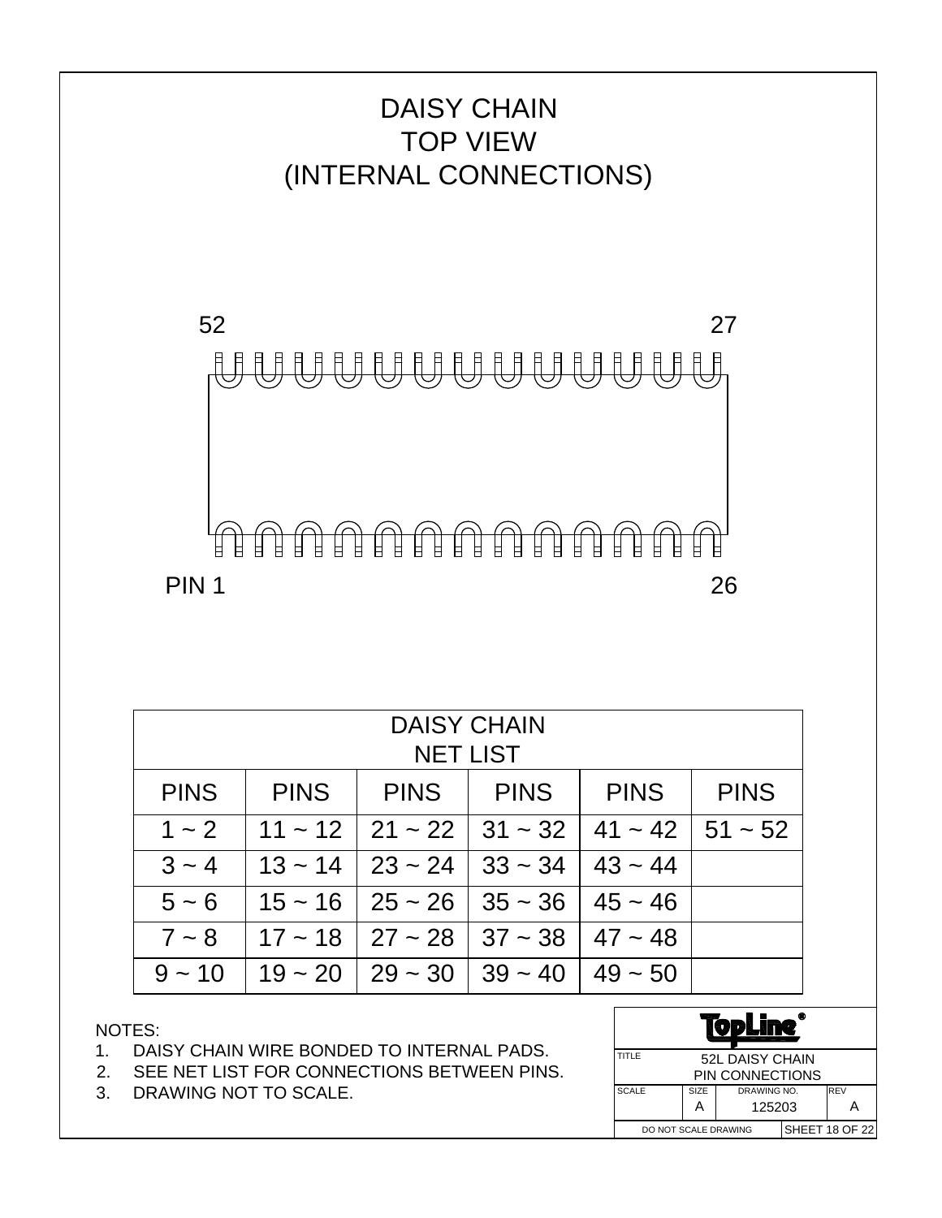# DAISY CHAIN
# TOP VIEW
# (INTERNAL CONNECTIONS)

52 27

PIN 1 26

| DAISY CHAIN NET LIST | | | | | |
|---|---|---|---|---|---|
| PINS | PINS | PINS | PINS | PINS | PINS |
| 1 ~ 2 | 11 ~ 12 | 21 ~ 22 | 31 ~ 32 | 41 ~ 42 | 51 ~ 52 |
| 3 ~ 4 | 13 ~ 14 | 23 ~ 24 | 33 ~ 34 | 43 ~ 44 | |
| 5 ~ 6 | 15 ~ 16 | 25 ~ 26 | 35 ~ 36 | 45 ~ 46 | |
| 7 ~ 8 | 17 ~ 18 | 27 ~ 28 | 37 ~ 38 | 47 ~ 48 | |
| 9 ~ 10 | 19 ~ 20 | 29 ~ 30 | 39 ~ 40 | 49 ~ 50 | |

NOTES:

1. DAISY CHAIN WIRE BONDED TO INTERNAL PADS.
2. SEE NET LIST FOR CONNECTIONS BETWEEN PINS.
3. DRAWING NOT TO SCALE.

TopLine®

| TITLE | 52L DAISY CHAIN PIN CONNECTIONS | | |
|---|---|---|---|
| SCALE | SIZE A | DRAWING NO. 125203 | REV A |
| DO NOT SCALE DRAWING | | SHEET 18 OF 22 | |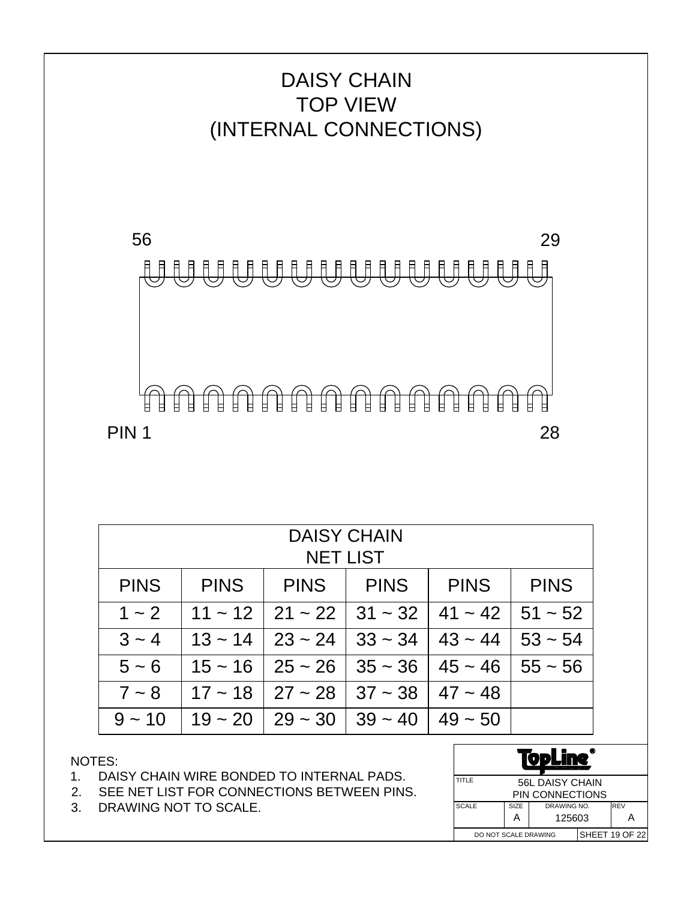# DAISY CHAIN
# TOP VIEW
# (INTERNAL CONNECTIONS)

56 29

PIN 1 28

| DAISY CHAIN NET LIST | | | | | |
|---|---|---|---|---|---|
| PINS | PINS | PINS | PINS | PINS | PINS |
| 1 ~ 2 | 11 ~ 12 | 21 ~ 22 | 31 ~ 32 | 41 ~ 42 | 51 ~ 52 |
| 3 ~ 4 | 13 ~ 14 | 23 ~ 24 | 33 ~ 34 | 43 ~ 44 | 53 ~ 54 |
| 5 ~ 6 | 15 ~ 16 | 25 ~ 26 | 35 ~ 36 | 45 ~ 46 | 55 ~ 56 |
| 7 ~ 8 | 17 ~ 18 | 27 ~ 28 | 37 ~ 38 | 47 ~ 48 | |
| 9 ~ 10 | 19 ~ 20 | 29 ~ 30 | 39 ~ 40 | 49 ~ 50 | |

NOTES:

1. DAISY CHAIN WIRE BONDED TO INTERNAL PADS.
2. SEE NET LIST FOR CONNECTIONS BETWEEN PINS.
3. DRAWING NOT TO SCALE.

| TopLine® | | | |
|---|---|---|---|
| TITLE | 56L DAISY CHAIN PIN CONNECTIONS | | |
| SCALE | SIZE A | DRAWING NO. 125603 | REV A |
| DO NOT SCALE DRAWING | | SHEET 19 OF 22 | |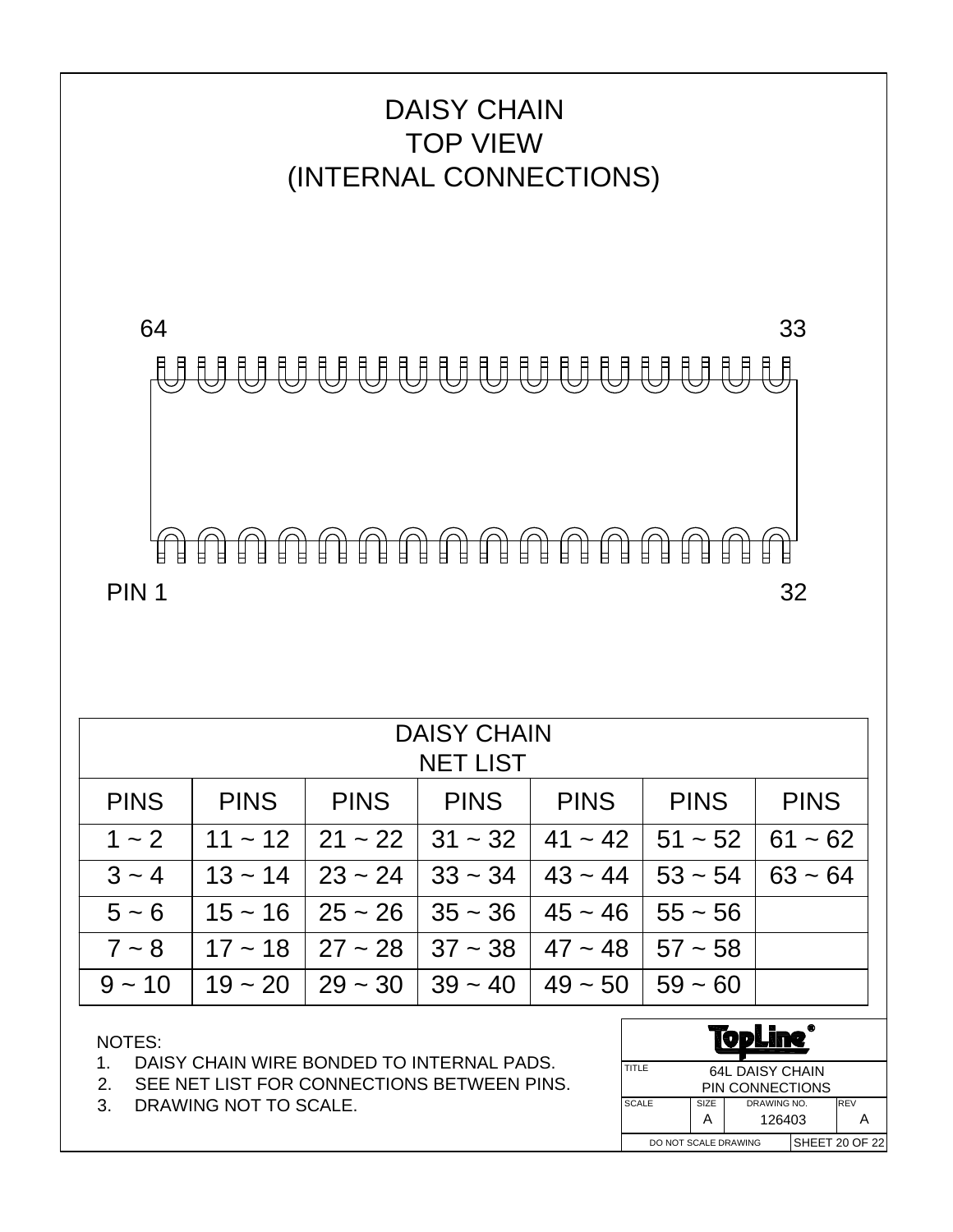# DAISY CHAIN
# TOP VIEW
# (INTERNAL CONNECTIONS)

64 33

PIN 1 32

| DAISY CHAIN NET LIST | | | | | | |
|---|---|---|---|---|---|---|
| PINS | PINS | PINS | PINS | PINS | PINS | PINS |
| 1 ~ 2 | 11 ~ 12 | 21 ~ 22 | 31 ~ 32 | 41 ~ 42 | 51 ~ 52 | 61 ~ 62 |
| 3 ~ 4 | 13 ~ 14 | 23 ~ 24 | 33 ~ 34 | 43 ~ 44 | 53 ~ 54 | 63 ~ 64 |
| 5 ~ 6 | 15 ~ 16 | 25 ~ 26 | 35 ~ 36 | 45 ~ 46 | 55 ~ 56 | |
| 7 ~ 8 | 17 ~ 18 | 27 ~ 28 | 37 ~ 38 | 47 ~ 48 | 57 ~ 58 | |
| 9 ~ 10 | 19 ~ 20 | 29 ~ 30 | 39 ~ 40 | 49 ~ 50 | 59 ~ 60 | |

NOTES:
1. DAISY CHAIN WIRE BONDED TO INTERNAL PADS.
2. SEE NET LIST FOR CONNECTIONS BETWEEN PINS.
3. DRAWING NOT TO SCALE.

TopLine®

| TITLE | 64L DAISY CHAIN PIN CONNECTIONS | | |
|---|---|---|---|
| SCALE | SIZE A | DRAWING NO. 126403 | REV A |
| DO NOT SCALE DRAWING | | SHEET 20 OF 22 | |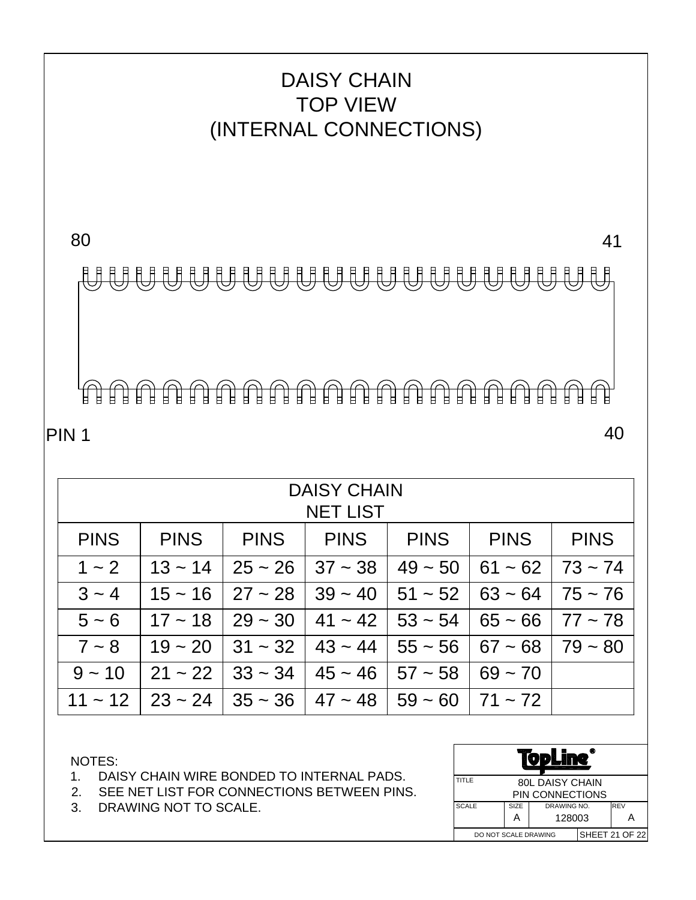# DAISY CHAIN
# TOP VIEW
# (INTERNAL CONNECTIONS)

80

41

PIN 1

40

| DAISY CHAIN NET LIST | | | | | | |
|---|---|---|---|---|---|---|
| PINS | PINS | PINS | PINS | PINS | PINS | PINS |
| 1 ~ 2 | 13 ~ 14 | 25 ~ 26 | 37 ~ 38 | 49 ~ 50 | 61 ~ 62 | 73 ~ 74 |
| 3 ~ 4 | 15 ~ 16 | 27 ~ 28 | 39 ~ 40 | 51 ~ 52 | 63 ~ 64 | 75 ~ 76 |
| 5 ~ 6 | 17 ~ 18 | 29 ~ 30 | 41 ~ 42 | 53 ~ 54 | 65 ~ 66 | 77 ~ 78 |
| 7 ~ 8 | 19 ~ 20 | 31 ~ 32 | 43 ~ 44 | 55 ~ 56 | 67 ~ 68 | 79 ~ 80 |
| 9 ~ 10 | 21 ~ 22 | 33 ~ 34 | 45 ~ 46 | 57 ~ 58 | 69 ~ 70 | |
| 11 ~ 12 | 23 ~ 24 | 35 ~ 36 | 47 ~ 48 | 59 ~ 60 | 71 ~ 72 | |

NOTES:

1. DAISY CHAIN WIRE BONDED TO INTERNAL PADS.
2. SEE NET LIST FOR CONNECTIONS BETWEEN PINS.
3. DRAWING NOT TO SCALE.

TopLine®

| | | | |
|---|---|---|---|
| TITLE | 80L DAISY CHAIN PIN CONNECTIONS | | |
| SCALE | SIZE A | DRAWING NO. 128003 | REV A |
| DO NOT SCALE DRAWING | | SHEET 21 OF 22 | |